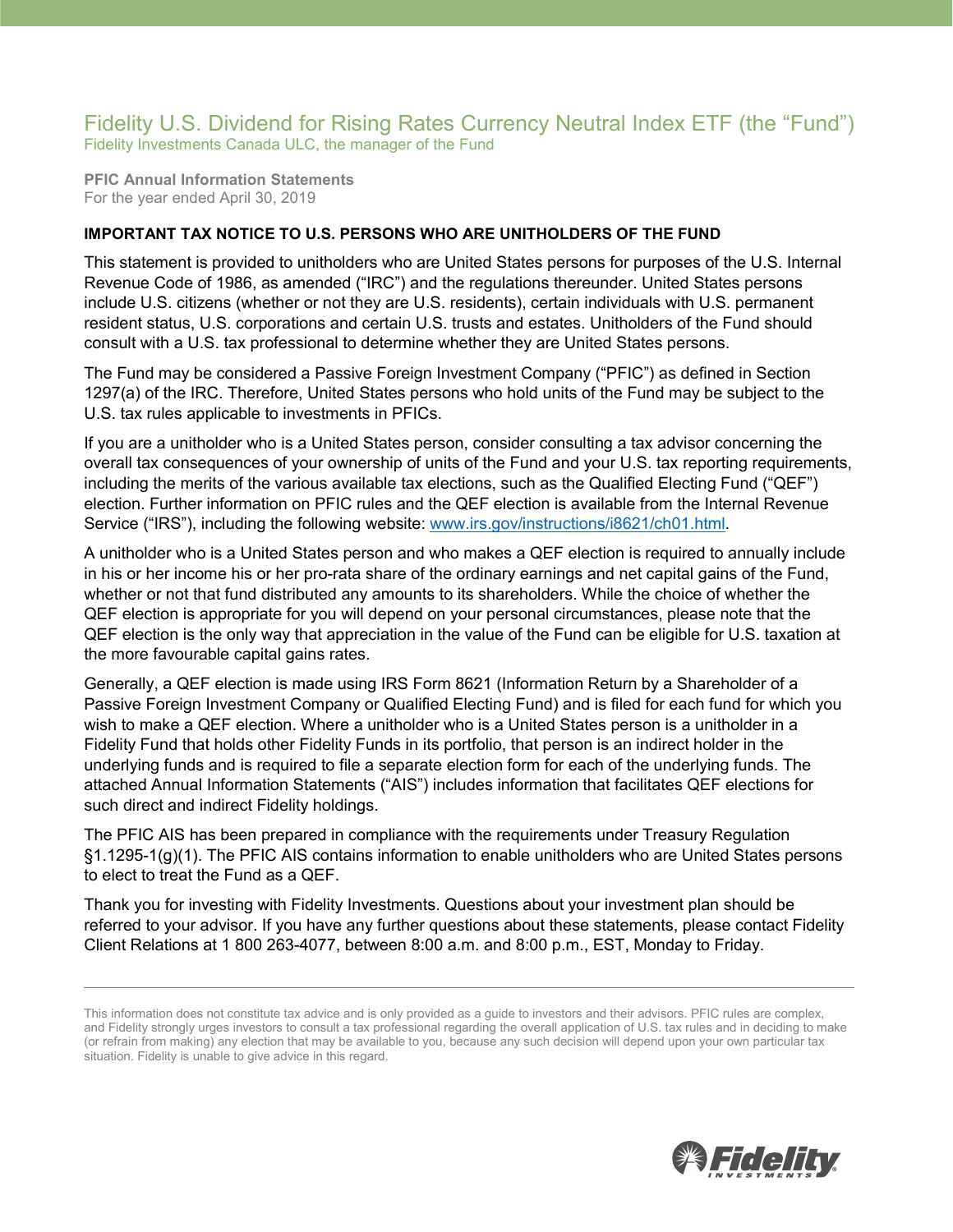# Fidelity U.S. Dividend for Rising Rates Currency Neutral Index ETF (the "Fund")

Fidelity Investments Canada ULC, the manager of the Fund

**PFIC Annual Information Statements**
For the year ended April 30, 2019

**IMPORTANT TAX NOTICE TO U.S. PERSONS WHO ARE UNITHOLDERS OF THE FUND**

This statement is provided to unitholders who are United States persons for purposes of the U.S. Internal Revenue Code of 1986, as amended ("IRC") and the regulations thereunder. United States persons include U.S. citizens (whether or not they are U.S. residents), certain individuals with U.S. permanent resident status, U.S. corporations and certain U.S. trusts and estates. Unitholders of the Fund should consult with a U.S. tax professional to determine whether they are United States persons.

The Fund may be considered a Passive Foreign Investment Company ("PFIC") as defined in Section 1297(a) of the IRC. Therefore, United States persons who hold units of the Fund may be subject to the U.S. tax rules applicable to investments in PFICs.

If you are a unitholder who is a United States person, consider consulting a tax advisor concerning the overall tax consequences of your ownership of units of the Fund and your U.S. tax reporting requirements, including the merits of the various available tax elections, such as the Qualified Electing Fund ("QEF") election. Further information on PFIC rules and the QEF election is available from the Internal Revenue Service ("IRS"), including the following website: www.irs.gov/instructions/i8621/ch01.html.

A unitholder who is a United States person and who makes a QEF election is required to annually include in his or her income his or her pro-rata share of the ordinary earnings and net capital gains of the Fund, whether or not that fund distributed any amounts to its shareholders. While the choice of whether the QEF election is appropriate for you will depend on your personal circumstances, please note that the QEF election is the only way that appreciation in the value of the Fund can be eligible for U.S. taxation at the more favourable capital gains rates.

Generally, a QEF election is made using IRS Form 8621 (Information Return by a Shareholder of a Passive Foreign Investment Company or Qualified Electing Fund) and is filed for each fund for which you wish to make a QEF election. Where a unitholder who is a United States person is a unitholder in a Fidelity Fund that holds other Fidelity Funds in its portfolio, that person is an indirect holder in the underlying funds and is required to file a separate election form for each of the underlying funds. The attached Annual Information Statements ("AIS") includes information that facilitates QEF elections for such direct and indirect Fidelity holdings.

The PFIC AIS has been prepared in compliance with the requirements under Treasury Regulation §1.1295-1(g)(1). The PFIC AIS contains information to enable unitholders who are United States persons to elect to treat the Fund as a QEF.

Thank you for investing with Fidelity Investments. Questions about your investment plan should be referred to your advisor. If you have any further questions about these statements, please contact Fidelity Client Relations at 1 800 263-4077, between 8:00 a.m. and 8:00 p.m., EST, Monday to Friday.

---

This information does not constitute tax advice and is only provided as a guide to investors and their advisors. PFIC rules are complex, and Fidelity strongly urges investors to consult a tax professional regarding the overall application of U.S. tax rules and in deciding to make (or refrain from making) any election that may be available to you, because any such decision will depend upon your own particular tax situation. Fidelity is unable to give advice in this regard.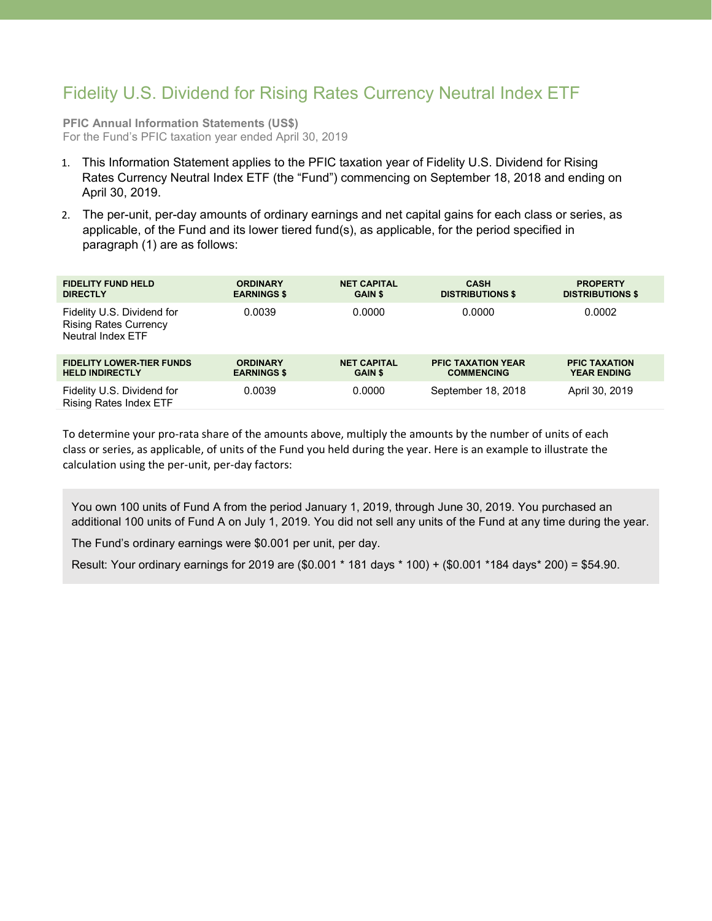# Fidelity U.S. Dividend for Rising Rates Currency Neutral Index ETF

**PFIC Annual Information Statements (US$)**

For the Fund's PFIC taxation year ended April 30, 2019

1. This Information Statement applies to the PFIC taxation year of Fidelity U.S. Dividend for Rising Rates Currency Neutral Index ETF (the "Fund") commencing on September 18, 2018 and ending on April 30, 2019.
2. The per-unit, per-day amounts of ordinary earnings and net capital gains for each class or series, as applicable, of the Fund and its lower tiered fund(s), as applicable, for the period specified in paragraph (1) are as follows:

| FIDELITY FUND HELD DIRECTLY | ORDINARY EARNINGS $ | NET CAPITAL GAIN $ | CASH DISTRIBUTIONS $ | PROPERTY DISTRIBUTIONS $ |
|---|---|---|---|---|
| Fidelity U.S. Dividend for Rising Rates Currency Neutral Index ETF | 0.0039 | 0.0000 | 0.0000 | 0.0002 |

| FIDELITY LOWER-TIER FUNDS HELD INDIRECTLY | ORDINARY EARNINGS $ | NET CAPITAL GAIN $ | PFIC TAXATION YEAR COMMENCING | PFIC TAXATION YEAR ENDING |
|---|---|---|---|---|
| Fidelity U.S. Dividend for Rising Rates Index ETF | 0.0039 | 0.0000 | September 18, 2018 | April 30, 2019 |

To determine your pro-rata share of the amounts above, multiply the amounts by the number of units of each class or series, as applicable, of units of the Fund you held during the year. Here is an example to illustrate the calculation using the per-unit, per-day factors:

> You own 100 units of Fund A from the period January 1, 2019, through June 30, 2019. You purchased an additional 100 units of Fund A on July 1, 2019. You did not sell any units of the Fund at any time during the year.
>
> The Fund's ordinary earnings were $0.001 per unit, per day.
>
> Result: Your ordinary earnings for 2019 are ($0.001 * 181 days * 100) + ($0.001 *184 days* 200) = $54.90.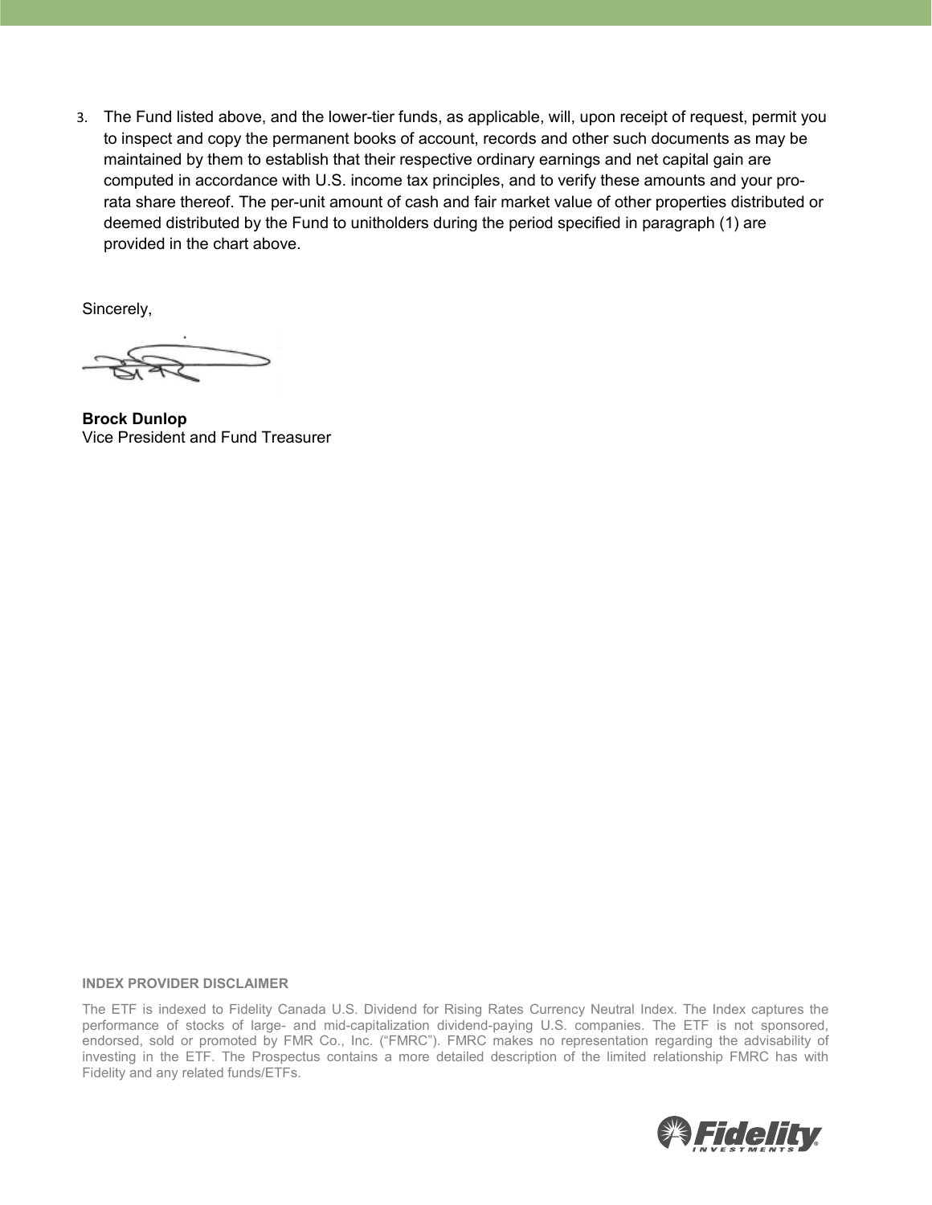3. The Fund listed above, and the lower-tier funds, as applicable, will, upon receipt of request, permit you to inspect and copy the permanent books of account, records and other such documents as may be maintained by them to establish that their respective ordinary earnings and net capital gain are computed in accordance with U.S. income tax principles, and to verify these amounts and your pro-rata share thereof. The per-unit amount of cash and fair market value of other properties distributed or deemed distributed by the Fund to unitholders during the period specified in paragraph (1) are provided in the chart above.

Sincerely,

**Brock Dunlop**
Vice President and Fund Treasurer

**INDEX PROVIDER DISCLAIMER**

The ETF is indexed to Fidelity Canada U.S. Dividend for Rising Rates Currency Neutral Index. The Index captures the performance of stocks of large- and mid-capitalization dividend-paying U.S. companies. The ETF is not sponsored, endorsed, sold or promoted by FMR Co., Inc. ("FMRC"). FMRC makes no representation regarding the advisability of investing in the ETF. The Prospectus contains a more detailed description of the limited relationship FMRC has with Fidelity and any related funds/ETFs.